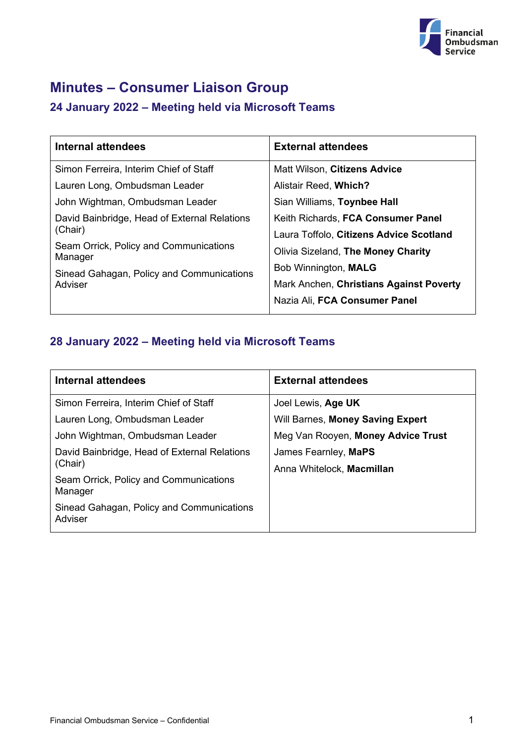# Minutes – Consumer Liaison Group

## 24 January 2022 – Meeting held via Microsoft Teams

| Internal attendees | External attendees |
|---|---|
| Simon Ferreira, Interim Chief of Staff | Matt Wilson, **Citizens Advice** |
| Lauren Long, Ombudsman Leader | Alistair Reed, **Which?** |
| John Wightman, Ombudsman Leader | Sian Williams, **Toynbee Hall** |
| David Bainbridge, Head of External Relations (Chair) | Keith Richards, **FCA Consumer Panel** |
| Seam Orrick, Policy and Communications Manager | Laura Toffolo, **Citizens Advice Scotland** |
| Sinead Gahagan, Policy and Communications Adviser | Olivia Sizeland, **The Money Charity** |
| | Bob Winnington, **MALG** |
| | Mark Anchen, **Christians Against Poverty** |
| | Nazia Ali, **FCA Consumer Panel** |

## 28 January 2022 – Meeting held via Microsoft Teams

| Internal attendees | External attendees |
|---|---|
| Simon Ferreira, Interim Chief of Staff | Joel Lewis, **Age UK** |
| Lauren Long, Ombudsman Leader | Will Barnes, **Money Saving Expert** |
| John Wightman, Ombudsman Leader | Meg Van Rooyen, **Money Advice Trust** |
| David Bainbridge, Head of External Relations (Chair) | James Fearnley, **MaPS** |
| Seam Orrick, Policy and Communications Manager | Anna Whitelock, **Macmillan** |
| Sinead Gahagan, Policy and Communications Adviser | |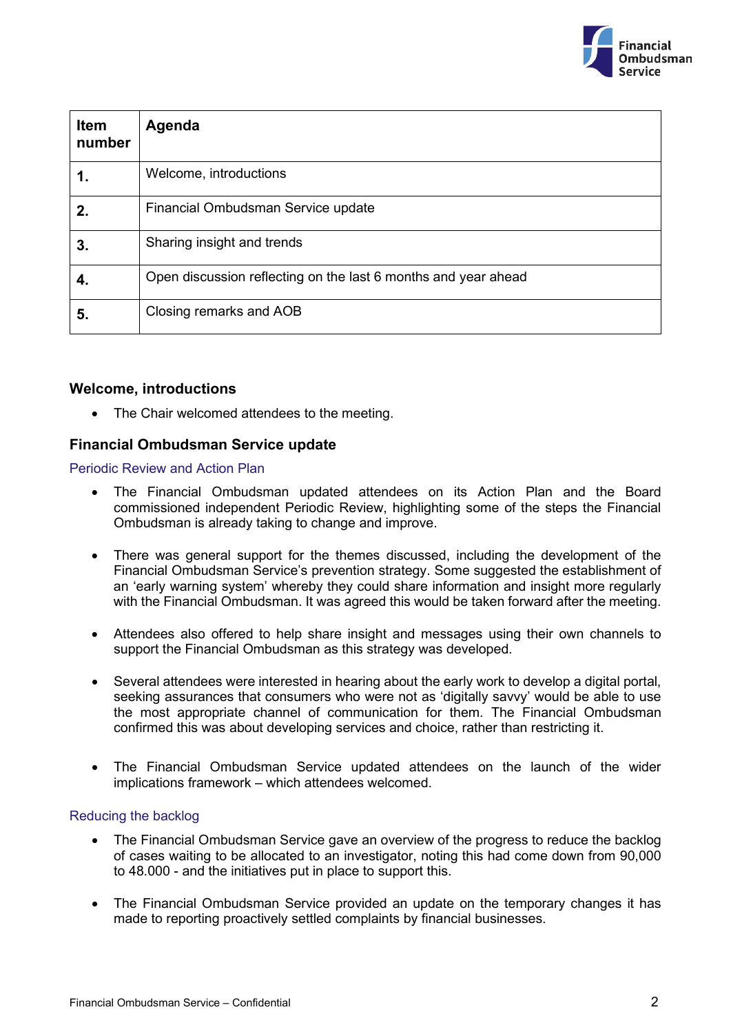| Item number | Agenda |
|---|---|
| **1.** | Welcome, introductions |
| **2.** | Financial Ombudsman Service update |
| **3.** | Sharing insight and trends |
| **4.** | Open discussion reflecting on the last 6 months and year ahead |
| **5.** | Closing remarks and AOB |

## Welcome, introductions

- The Chair welcomed attendees to the meeting.

## Financial Ombudsman Service update

### Periodic Review and Action Plan

- The Financial Ombudsman updated attendees on its Action Plan and the Board commissioned independent Periodic Review, highlighting some of the steps the Financial Ombudsman is already taking to change and improve.

- There was general support for the themes discussed, including the development of the Financial Ombudsman Service's prevention strategy. Some suggested the establishment of an 'early warning system' whereby they could share information and insight more regularly with the Financial Ombudsman. It was agreed this would be taken forward after the meeting.

- Attendees also offered to help share insight and messages using their own channels to support the Financial Ombudsman as this strategy was developed.

- Several attendees were interested in hearing about the early work to develop a digital portal, seeking assurances that consumers who were not as 'digitally savvy' would be able to use the most appropriate channel of communication for them. The Financial Ombudsman confirmed this was about developing services and choice, rather than restricting it.

- The Financial Ombudsman Service updated attendees on the launch of the wider implications framework – which attendees welcomed.

### Reducing the backlog

- The Financial Ombudsman Service gave an overview of the progress to reduce the backlog of cases waiting to be allocated to an investigator, noting this had come down from 90,000 to 48.000 - and the initiatives put in place to support this.

- The Financial Ombudsman Service provided an update on the temporary changes it has made to reporting proactively settled complaints by financial businesses.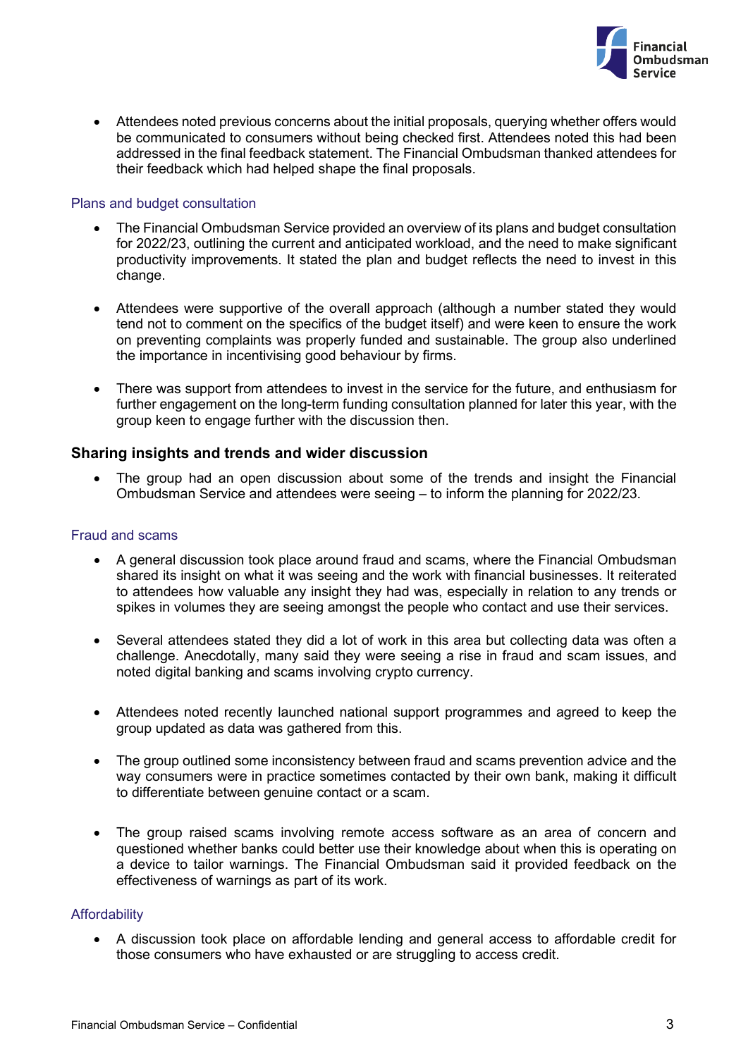- Attendees noted previous concerns about the initial proposals, querying whether offers would be communicated to consumers without being checked first. Attendees noted this had been addressed in the final feedback statement. The Financial Ombudsman thanked attendees for their feedback which had helped shape the final proposals.

### Plans and budget consultation

- The Financial Ombudsman Service provided an overview of its plans and budget consultation for 2022/23, outlining the current and anticipated workload, and the need to make significant productivity improvements. It stated the plan and budget reflects the need to invest in this change.

- Attendees were supportive of the overall approach (although a number stated they would tend not to comment on the specifics of the budget itself) and were keen to ensure the work on preventing complaints was properly funded and sustainable. The group also underlined the importance in incentivising good behaviour by firms.

- There was support from attendees to invest in the service for the future, and enthusiasm for further engagement on the long-term funding consultation planned for later this year, with the group keen to engage further with the discussion then.

## Sharing insights and trends and wider discussion

- The group had an open discussion about some of the trends and insight the Financial Ombudsman Service and attendees were seeing – to inform the planning for 2022/23.

### Fraud and scams

- A general discussion took place around fraud and scams, where the Financial Ombudsman shared its insight on what it was seeing and the work with financial businesses. It reiterated to attendees how valuable any insight they had was, especially in relation to any trends or spikes in volumes they are seeing amongst the people who contact and use their services.

- Several attendees stated they did a lot of work in this area but collecting data was often a challenge. Anecdotally, many said they were seeing a rise in fraud and scam issues, and noted digital banking and scams involving crypto currency.

- Attendees noted recently launched national support programmes and agreed to keep the group updated as data was gathered from this.

- The group outlined some inconsistency between fraud and scams prevention advice and the way consumers were in practice sometimes contacted by their own bank, making it difficult to differentiate between genuine contact or a scam.

- The group raised scams involving remote access software as an area of concern and questioned whether banks could better use their knowledge about when this is operating on a device to tailor warnings. The Financial Ombudsman said it provided feedback on the effectiveness of warnings as part of its work.

### Affordability

- A discussion took place on affordable lending and general access to affordable credit for those consumers who have exhausted or are struggling to access credit.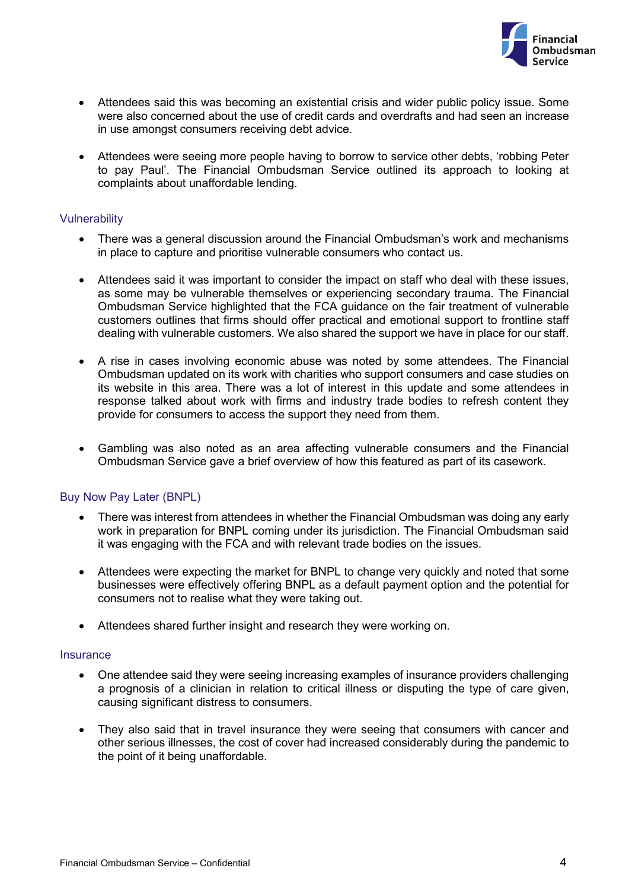- Attendees said this was becoming an existential crisis and wider public policy issue. Some were also concerned about the use of credit cards and overdrafts and had seen an increase in use amongst consumers receiving debt advice.

- Attendees were seeing more people having to borrow to service other debts, 'robbing Peter to pay Paul'. The Financial Ombudsman Service outlined its approach to looking at complaints about unaffordable lending.

### Vulnerability

- There was a general discussion around the Financial Ombudsman's work and mechanisms in place to capture and prioritise vulnerable consumers who contact us.

- Attendees said it was important to consider the impact on staff who deal with these issues, as some may be vulnerable themselves or experiencing secondary trauma. The Financial Ombudsman Service highlighted that the FCA guidance on the fair treatment of vulnerable customers outlines that firms should offer practical and emotional support to frontline staff dealing with vulnerable customers. We also shared the support we have in place for our staff.

- A rise in cases involving economic abuse was noted by some attendees. The Financial Ombudsman updated on its work with charities who support consumers and case studies on its website in this area. There was a lot of interest in this update and some attendees in response talked about work with firms and industry trade bodies to refresh content they provide for consumers to access the support they need from them.

- Gambling was also noted as an area affecting vulnerable consumers and the Financial Ombudsman Service gave a brief overview of how this featured as part of its casework.

### Buy Now Pay Later (BNPL)

- There was interest from attendees in whether the Financial Ombudsman was doing any early work in preparation for BNPL coming under its jurisdiction. The Financial Ombudsman said it was engaging with the FCA and with relevant trade bodies on the issues.

- Attendees were expecting the market for BNPL to change very quickly and noted that some businesses were effectively offering BNPL as a default payment option and the potential for consumers not to realise what they were taking out.

- Attendees shared further insight and research they were working on.

### Insurance

- One attendee said they were seeing increasing examples of insurance providers challenging a prognosis of a clinician in relation to critical illness or disputing the type of care given, causing significant distress to consumers.

- They also said that in travel insurance they were seeing that consumers with cancer and other serious illnesses, the cost of cover had increased considerably during the pandemic to the point of it being unaffordable.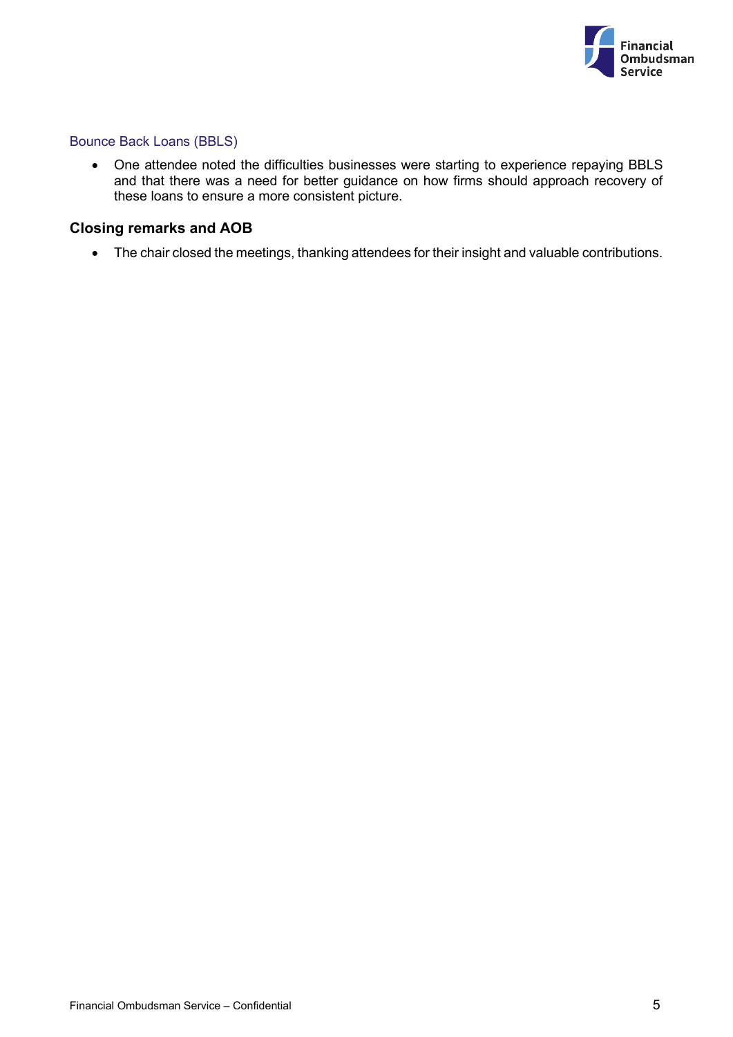### Bounce Back Loans (BBLS)

- One attendee noted the difficulties businesses were starting to experience repaying BBLS and that there was a need for better guidance on how firms should approach recovery of these loans to ensure a more consistent picture.

## Closing remarks and AOB

- The chair closed the meetings, thanking attendees for their insight and valuable contributions.